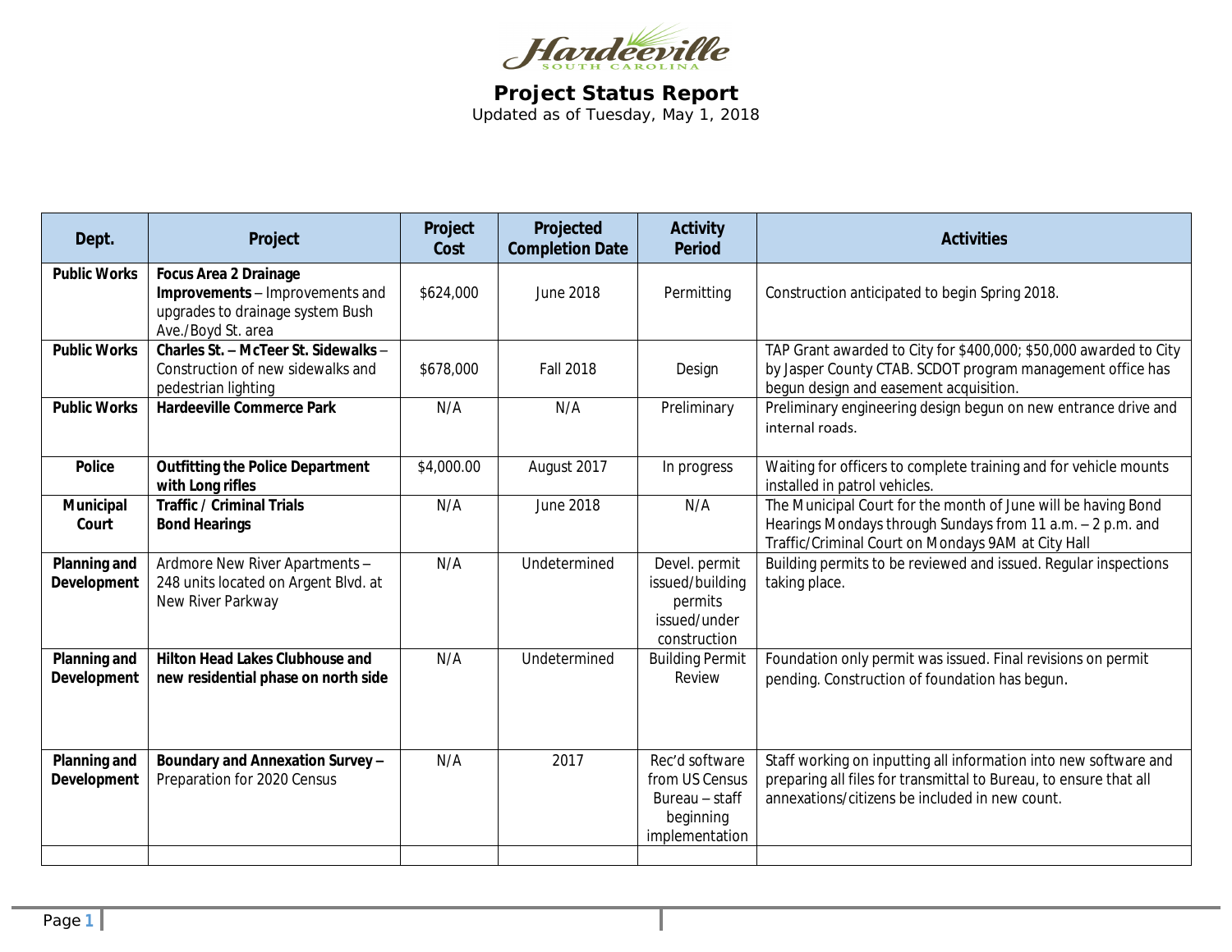Hardeeville
SOUTH CAROLINA

# Project Status Report

Updated as of Tuesday, May 1, 2018

| Dept. | Project | Project Cost | Projected Completion Date | Activity Period | Activities |
|---|---|---|---|---|---|
| **Public Works** | **Focus Area 2 Drainage Improvements** – Improvements and upgrades to drainage system Bush Ave./Boyd St. area | $624,000 | June 2018 | Permitting | Construction anticipated to begin Spring 2018. |
| **Public Works** | **Charles St. – McTeer St. Sidewalks** – Construction of new sidewalks and pedestrian lighting | $678,000 | Fall 2018 | Design | TAP Grant awarded to City for $400,000; $50,000 awarded to City by Jasper County CTAB. SCDOT program management office has begun design and easement acquisition. |
| **Public Works** | **Hardeeville Commerce Park** | N/A | N/A | Preliminary | Preliminary engineering design begun on new entrance drive and internal roads. |
| **Police** | **Outfitting the Police Department with Long rifles** | $4,000.00 | August 2017 | In progress | Waiting for officers to complete training and for vehicle mounts installed in patrol vehicles. |
| **Municipal Court** | **Traffic / Criminal Trials Bond Hearings** | N/A | June 2018 | N/A | The Municipal Court for the month of June will be having Bond Hearings Mondays through Sundays from 11 a.m. – 2 p.m. and Traffic/Criminal Court on Mondays 9AM at City Hall |
| **Planning and Development** | Ardmore New River Apartments – 248 units located on Argent Blvd. at New River Parkway | N/A | Undetermined | Devel. permit issued/building permits issued/under construction | Building permits to be reviewed and issued. Regular inspections taking place. |
| **Planning and Development** | **Hilton Head Lakes Clubhouse and new residential phase on north side** | N/A | Undetermined | Building Permit Review | Foundation only permit was issued. Final revisions on permit pending. Construction of foundation has begun. |
| **Planning and Development** | **Boundary and Annexation Survey** – Preparation for 2020 Census | N/A | 2017 | Rec'd software from US Census Bureau – staff beginning implementation | Staff working on inputting all information into new software and preparing all files for transmittal to Bureau, to ensure that all annexations/citizens be included in new count. |
| | | | | | |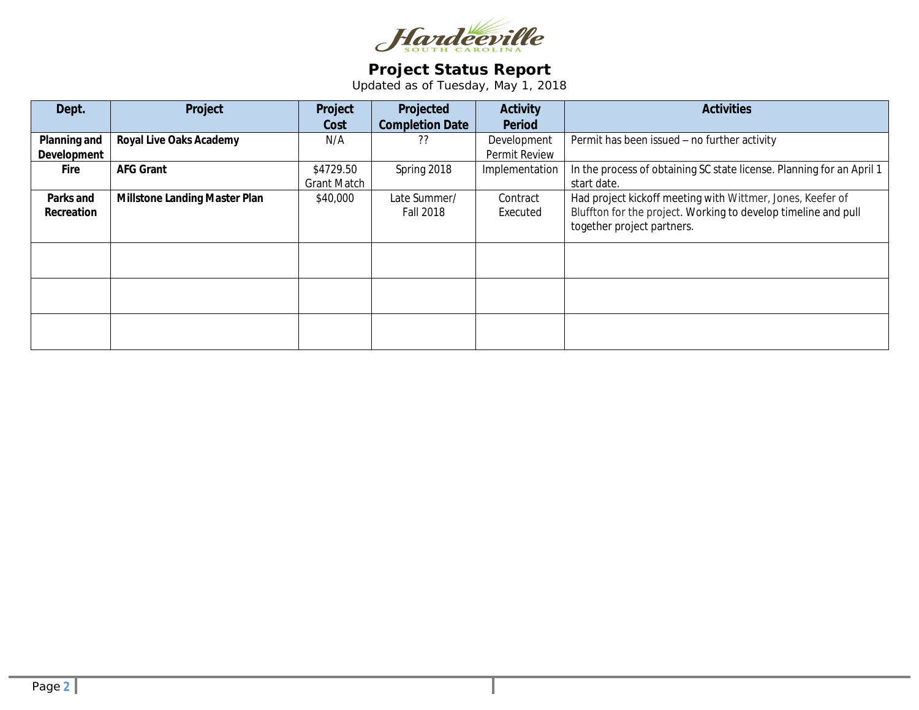Hardeeville
SOUTH CAROLINA

# Project Status Report

Updated as of Tuesday, May 1, 2018

| Dept. | Project | Project Cost | Projected Completion Date | Activity Period | Activities |
|---|---|---|---|---|---|
| **Planning and Development** | **Royal Live Oaks Academy** | N/A | ?? | Development Permit Review | Permit has been issued – no further activity |
| **Fire** | **AFG Grant** | $4729.50 Grant Match | Spring 2018 | Implementation | In the process of obtaining SC state license. Planning for an April 1 start date. |
| **Parks and Recreation** | **Millstone Landing Master Plan** | $40,000 | Late Summer/ Fall 2018 | Contract Executed | Had project kickoff meeting with Wittmer, Jones, Keefer of Bluffton for the project. Working to develop timeline and pull together project partners. |
| | | | | | |
| | | | | | |
| | | | | | |